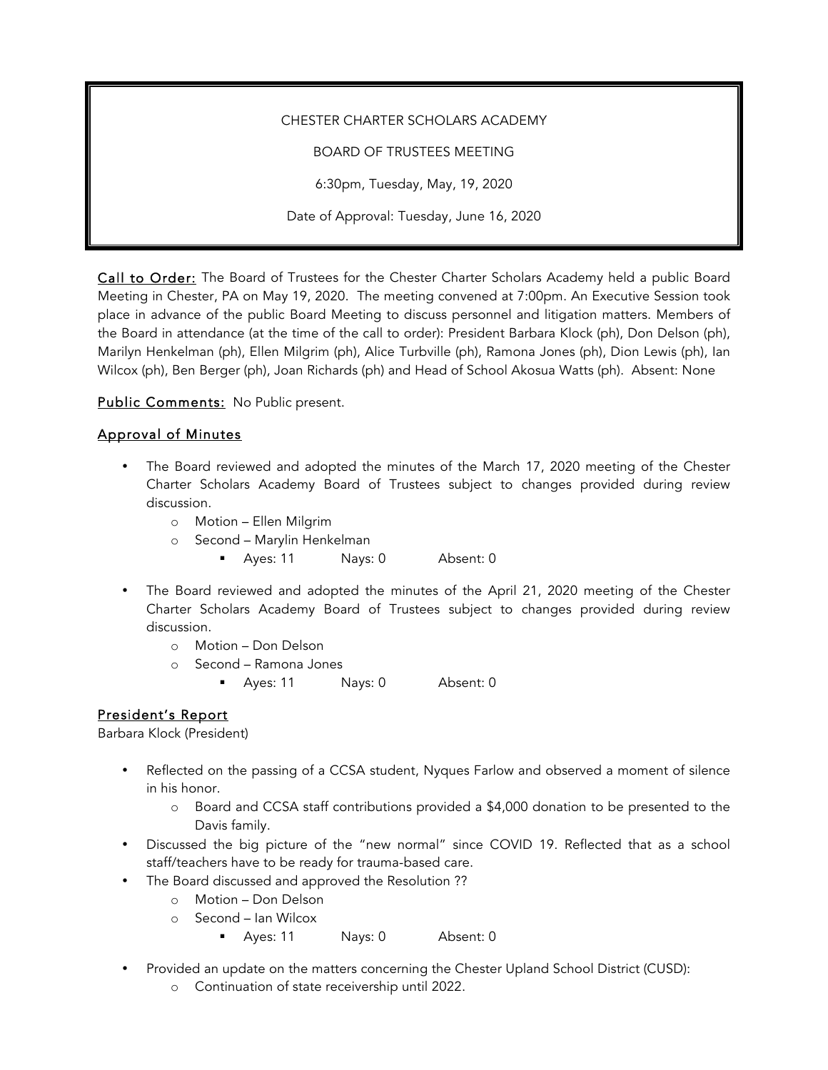CHESTER CHARTER SCHOLARS ACADEMY

BOARD OF TRUSTEES MEETING

6:30pm, Tuesday, May, 19, 2020

Date of Approval: Tuesday, June 16, 2020

<u>Call to Order:</u> The Board of Trustees for the Chester Charter Scholars Academy held a public Board Meeting in Chester, PA on May 19, 2020. The meeting convened at 7:00pm. An Executive Session took place in advance of the public Board Meeting to discuss personnel and litigation matters. Members of the Board in attendance (at the time of the call to order): President Barbara Klock (ph), Don Delson (ph), Marilyn Henkelman (ph), Ellen Milgrim (ph), Alice Turbville (ph), Ramona Jones (ph), Dion Lewis (ph), Ian Wilcox (ph), Ben Berger (ph), Joan Richards (ph) and Head of School Akosua Watts (ph). Absent: None

<u>Public Comments:</u> No Public present.

## <u>Approval of Minutes</u>

- The Board reviewed and adopted the minutes of the March 17, 2020 meeting of the Chester Charter Scholars Academy Board of Trustees subject to changes provided during review discussion.
  - Motion – Ellen Milgrim
  - Second – Marylin Henkelman
    - Ayes: 11 Nays: 0 Absent: 0
- The Board reviewed and adopted the minutes of the April 21, 2020 meeting of the Chester Charter Scholars Academy Board of Trustees subject to changes provided during review discussion.
  - Motion – Don Delson
  - Second – Ramona Jones
    - Ayes: 11 Nays: 0 Absent: 0

## <u>President's Report</u>

Barbara Klock (President)

- Reflected on the passing of a CCSA student, Nyques Farlow and observed a moment of silence in his honor.
  - Board and CCSA staff contributions provided a $4,000 donation to be presented to the Davis family.
- Discussed the big picture of the "new normal" since COVID 19. Reflected that as a school staff/teachers have to be ready for trauma-based care.
- The Board discussed and approved the Resolution ??
  - Motion – Don Delson
  - Second – Ian Wilcox
    - Ayes: 11 Nays: 0 Absent: 0
- Provided an update on the matters concerning the Chester Upland School District (CUSD):
  - Continuation of state receivership until 2022.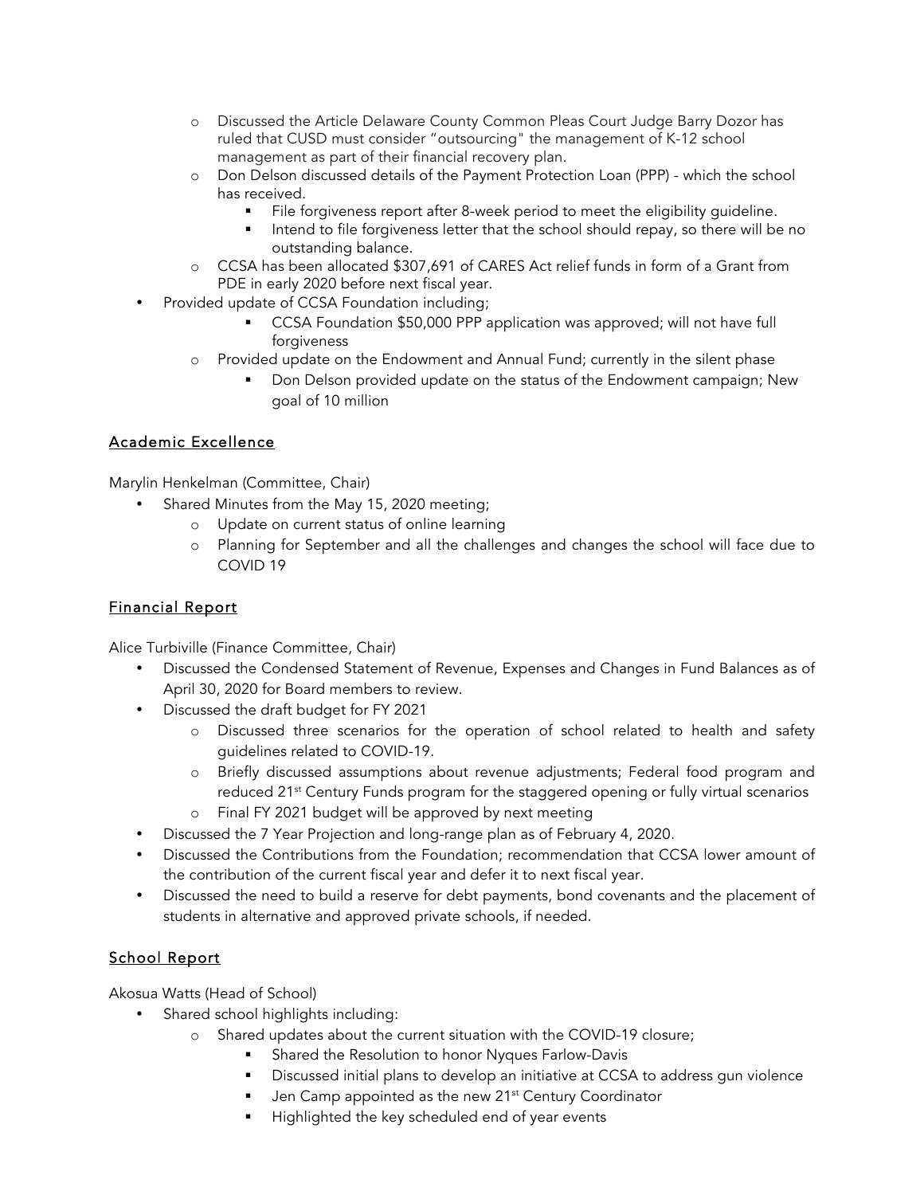- Discussed the Article Delaware County Common Pleas Court Judge Barry Dozor has ruled that CUSD must consider "outsourcing" the management of K-12 school management as part of their financial recovery plan.
    - Don Delson discussed details of the Payment Protection Loan (PPP) - which the school has received.
        - File forgiveness report after 8-week period to meet the eligibility guideline.
        - Intend to file forgiveness letter that the school should repay, so there will be no outstanding balance.
    - CCSA has been allocated $307,691 of CARES Act relief funds in form of a Grant from PDE in early 2020 before next fiscal year.
- Provided update of CCSA Foundation including;
        - CCSA Foundation $50,000 PPP application was approved; will not have full forgiveness
    - Provided update on the Endowment and Annual Fund; currently in the silent phase
        - Don Delson provided update on the status of the Endowment campaign; New goal of 10 million

## Academic Excellence

Marylin Henkelman (Committee, Chair)

- Shared Minutes from the May 15, 2020 meeting;
    - Update on current status of online learning
    - Planning for September and all the challenges and changes the school will face due to COVID 19

## Financial Report

Alice Turbiville (Finance Committee, Chair)

- Discussed the Condensed Statement of Revenue, Expenses and Changes in Fund Balances as of April 30, 2020 for Board members to review.
- Discussed the draft budget for FY 2021
    - Discussed three scenarios for the operation of school related to health and safety guidelines related to COVID-19.
    - Briefly discussed assumptions about revenue adjustments; Federal food program and reduced 21st Century Funds program for the staggered opening or fully virtual scenarios
    - Final FY 2021 budget will be approved by next meeting
- Discussed the 7 Year Projection and long-range plan as of February 4, 2020.
- Discussed the Contributions from the Foundation; recommendation that CCSA lower amount of the contribution of the current fiscal year and defer it to next fiscal year.
- Discussed the need to build a reserve for debt payments, bond covenants and the placement of students in alternative and approved private schools, if needed.

## School Report

Akosua Watts (Head of School)

- Shared school highlights including:
    - Shared updates about the current situation with the COVID-19 closure;
        - Shared the Resolution to honor Nyques Farlow-Davis
        - Discussed initial plans to develop an initiative at CCSA to address gun violence
        - Jen Camp appointed as the new 21st Century Coordinator
        - Highlighted the key scheduled end of year events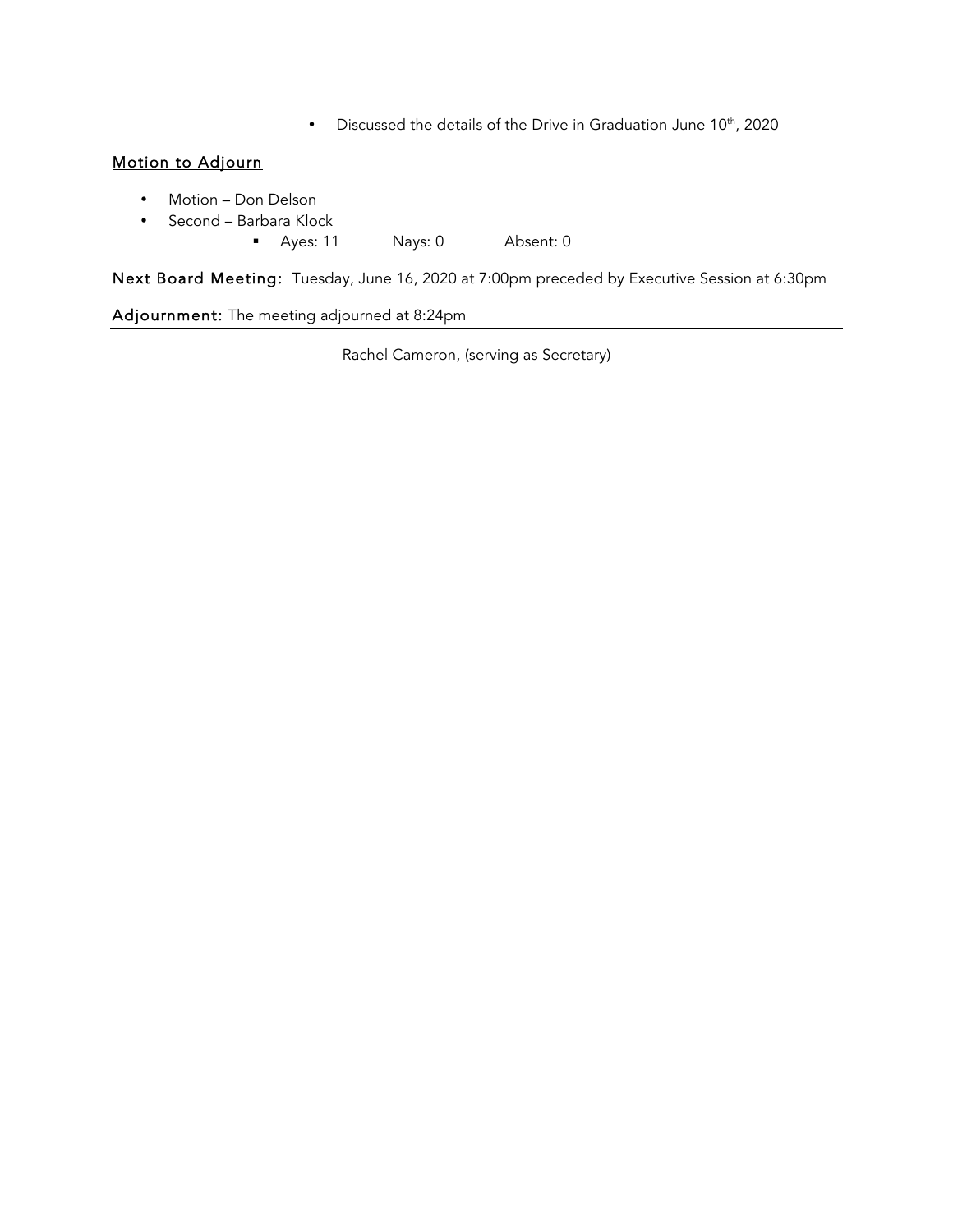- Discussed the details of the Drive in Graduation June 10th, 2020

## Motion to Adjourn

- Motion – Don Delson
- Second – Barbara Klock
  - Ayes: 11 Nays: 0 Absent: 0

**Next Board Meeting:** Tuesday, June 16, 2020 at 7:00pm preceded by Executive Session at 6:30pm

**Adjournment:** The meeting adjourned at 8:24pm

---

Rachel Cameron, (serving as Secretary)